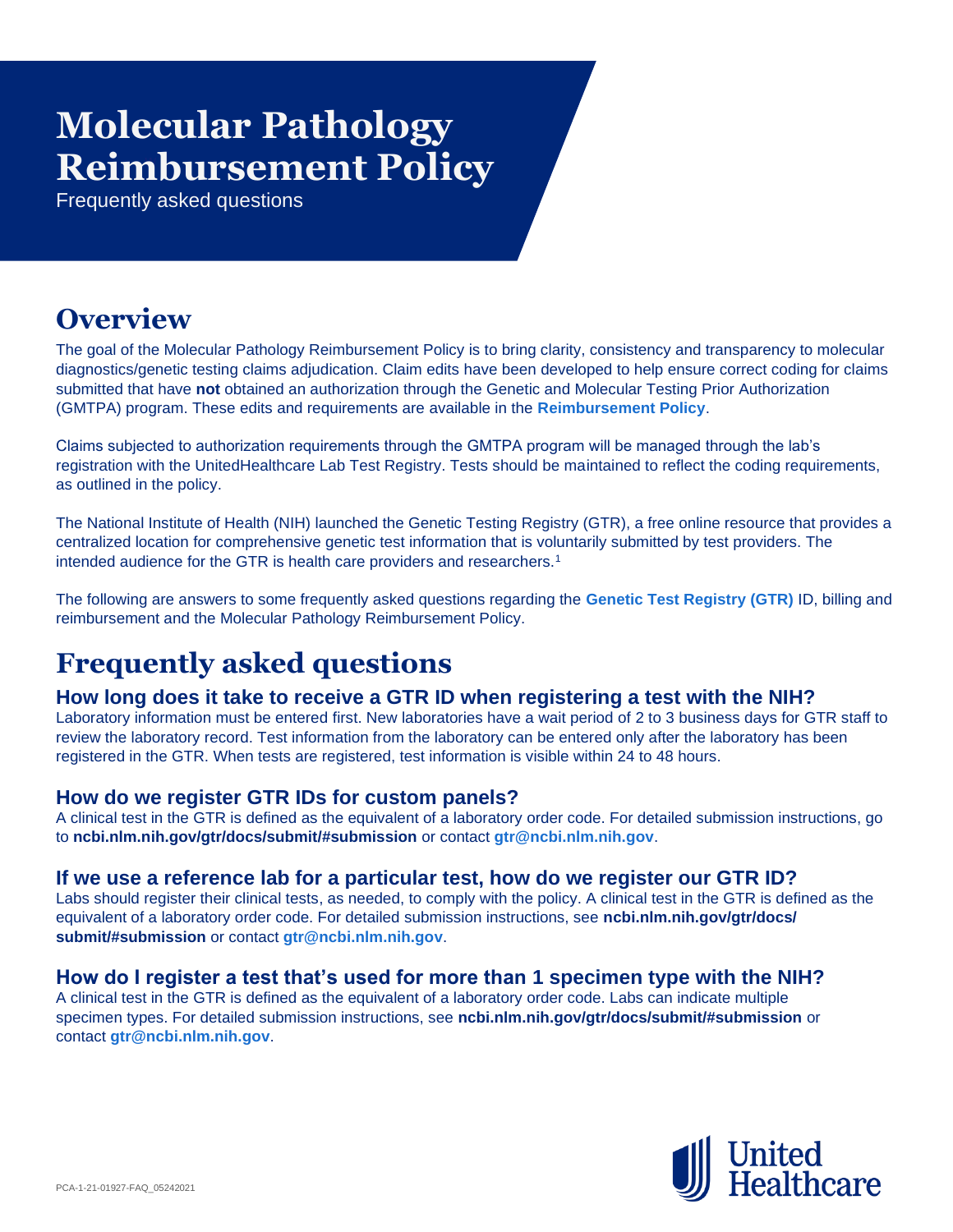# Molecular Pathology Reimbursement Policy

Frequently asked questions

## Overview

The goal of the Molecular Pathology Reimbursement Policy is to bring clarity, consistency and transparency to molecular diagnostics/genetic testing claims adjudication. Claim edits have been developed to help ensure correct coding for claims submitted that have **not** obtained an authorization through the Genetic and Molecular Testing Prior Authorization (GMTPA) program. These edits and requirements are available in the **Reimbursement Policy**.

Claims subjected to authorization requirements through the GMTPA program will be managed through the lab's registration with the UnitedHealthcare Lab Test Registry. Tests should be maintained to reflect the coding requirements, as outlined in the policy.

The National Institute of Health (NIH) launched the Genetic Testing Registry (GTR), a free online resource that provides a centralized location for comprehensive genetic test information that is voluntarily submitted by test providers. The intended audience for the GTR is health care providers and researchers.[1]

The following are answers to some frequently asked questions regarding the **Genetic Test Registry (GTR)** ID, billing and reimbursement and the Molecular Pathology Reimbursement Policy.

## Frequently asked questions

### How long does it take to receive a GTR ID when registering a test with the NIH?

Laboratory information must be entered first. New laboratories have a wait period of 2 to 3 business days for GTR staff to review the laboratory record. Test information from the laboratory can be entered only after the laboratory has been registered in the GTR. When tests are registered, test information is visible within 24 to 48 hours.

### How do we register GTR IDs for custom panels?

A clinical test in the GTR is defined as the equivalent of a laboratory order code. For detailed submission instructions, go to **ncbi.nlm.nih.gov/gtr/docs/submit/#submission** or contact **gtr@ncbi.nlm.nih.gov**.

### If we use a reference lab for a particular test, how do we register our GTR ID?

Labs should register their clinical tests, as needed, to comply with the policy. A clinical test in the GTR is defined as the equivalent of a laboratory order code. For detailed submission instructions, see **ncbi.nlm.nih.gov/gtr/docs/submit/#submission** or contact **gtr@ncbi.nlm.nih.gov**.

### How do I register a test that's used for more than 1 specimen type with the NIH?

A clinical test in the GTR is defined as the equivalent of a laboratory order code. Labs can indicate multiple specimen types. For detailed submission instructions, see **ncbi.nlm.nih.gov/gtr/docs/submit/#submission** or contact **gtr@ncbi.nlm.nih.gov**.

PCA-1-21-01927-FAQ_05242021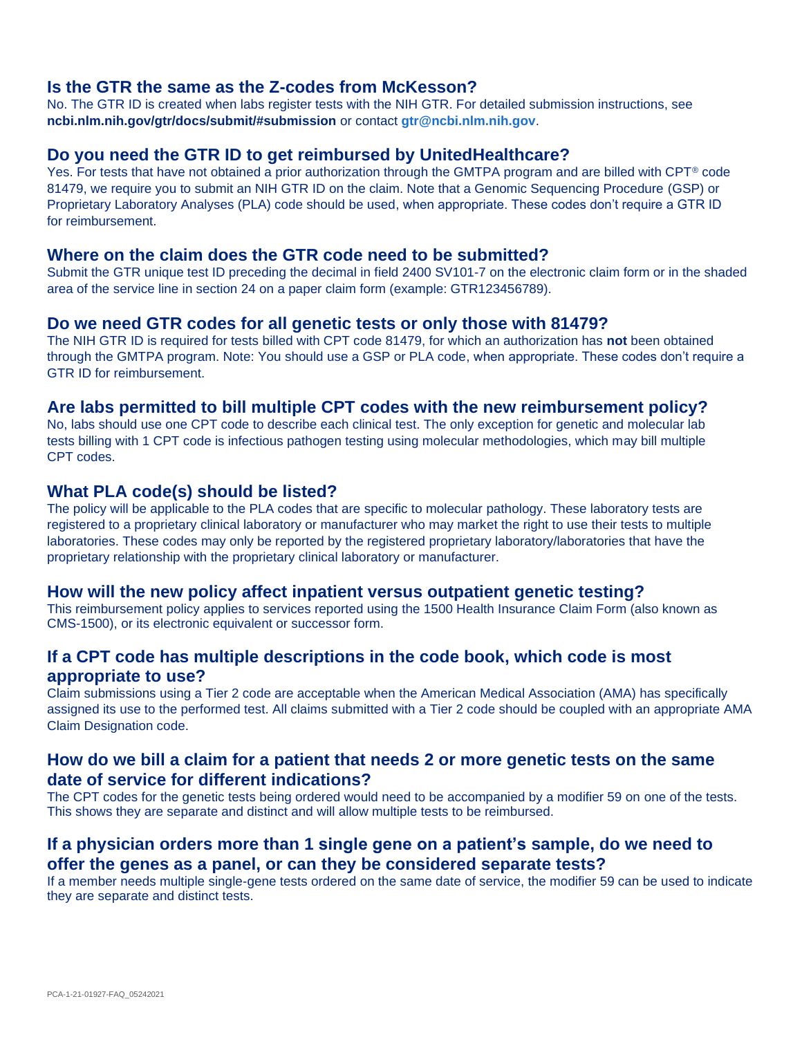## Is the GTR the same as the Z-codes from McKesson?

No. The GTR ID is created when labs register tests with the NIH GTR. For detailed submission instructions, see **ncbi.nlm.nih.gov/gtr/docs/submit/#submission** or contact **gtr@ncbi.nlm.nih.gov**.

## Do you need the GTR ID to get reimbursed by UnitedHealthcare?

Yes. For tests that have not obtained a prior authorization through the GMTPA program and are billed with CPT® code 81479, we require you to submit an NIH GTR ID on the claim. Note that a Genomic Sequencing Procedure (GSP) or Proprietary Laboratory Analyses (PLA) code should be used, when appropriate. These codes don't require a GTR ID for reimbursement.

## Where on the claim does the GTR code need to be submitted?

Submit the GTR unique test ID preceding the decimal in field 2400 SV101-7 on the electronic claim form or in the shaded area of the service line in section 24 on a paper claim form (example: GTR123456789).

## Do we need GTR codes for all genetic tests or only those with 81479?

The NIH GTR ID is required for tests billed with CPT code 81479, for which an authorization has **not** been obtained through the GMTPA program. Note: You should use a GSP or PLA code, when appropriate. These codes don't require a GTR ID for reimbursement.

## Are labs permitted to bill multiple CPT codes with the new reimbursement policy?

No, labs should use one CPT code to describe each clinical test. The only exception for genetic and molecular lab tests billing with 1 CPT code is infectious pathogen testing using molecular methodologies, which may bill multiple CPT codes.

## What PLA code(s) should be listed?

The policy will be applicable to the PLA codes that are specific to molecular pathology. These laboratory tests are registered to a proprietary clinical laboratory or manufacturer who may market the right to use their tests to multiple laboratories. These codes may only be reported by the registered proprietary laboratory/laboratories that have the proprietary relationship with the proprietary clinical laboratory or manufacturer.

## How will the new policy affect inpatient versus outpatient genetic testing?

This reimbursement policy applies to services reported using the 1500 Health Insurance Claim Form (also known as CMS-1500), or its electronic equivalent or successor form.

## If a CPT code has multiple descriptions in the code book, which code is most appropriate to use?

Claim submissions using a Tier 2 code are acceptable when the American Medical Association (AMA) has specifically assigned its use to the performed test. All claims submitted with a Tier 2 code should be coupled with an appropriate AMA Claim Designation code.

## How do we bill a claim for a patient that needs 2 or more genetic tests on the same date of service for different indications?

The CPT codes for the genetic tests being ordered would need to be accompanied by a modifier 59 on one of the tests. This shows they are separate and distinct and will allow multiple tests to be reimbursed.

## If a physician orders more than 1 single gene on a patient's sample, do we need to offer the genes as a panel, or can they be considered separate tests?

If a member needs multiple single-gene tests ordered on the same date of service, the modifier 59 can be used to indicate they are separate and distinct tests.

PCA-1-21-01927-FAQ_05242021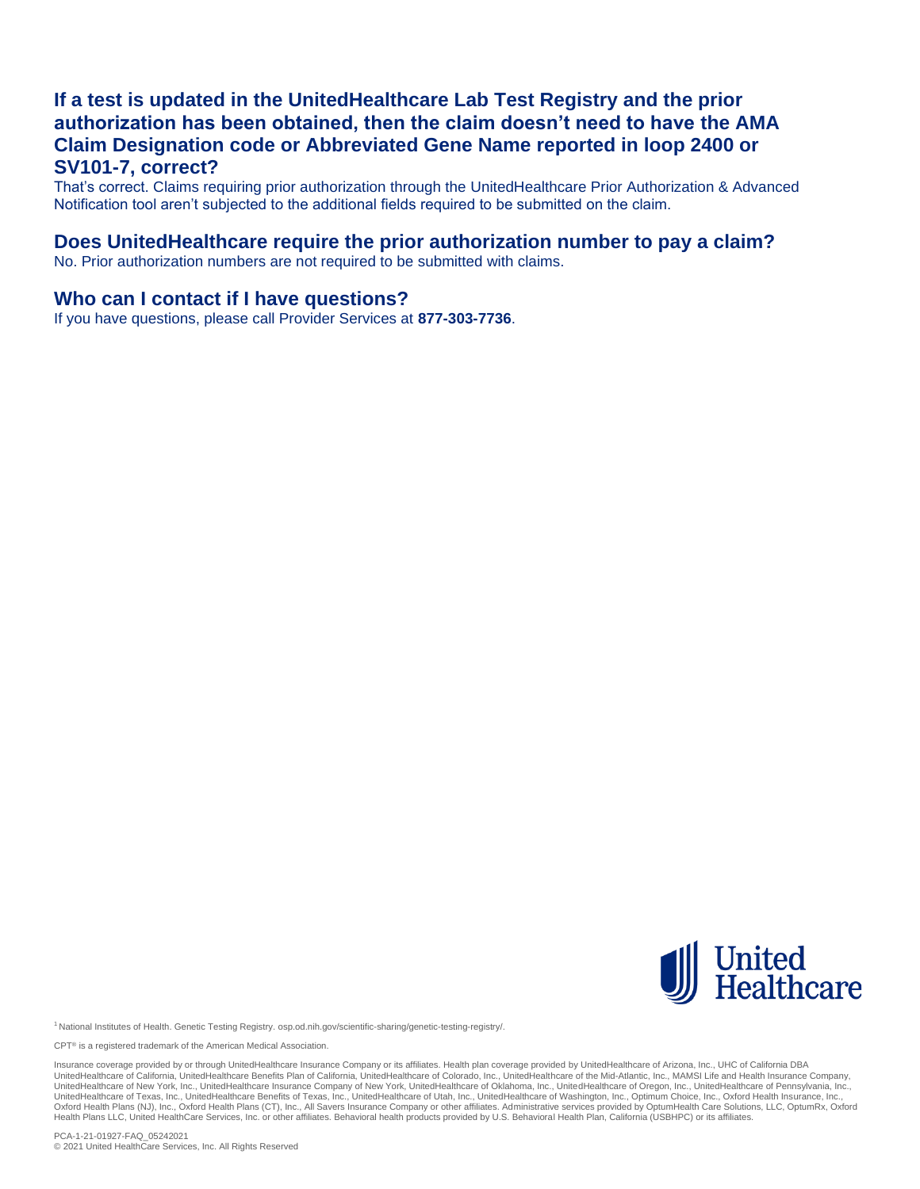## If a test is updated in the UnitedHealthcare Lab Test Registry and the prior authorization has been obtained, then the claim doesn't need to have the AMA Claim Designation code or Abbreviated Gene Name reported in loop 2400 or SV101-7, correct?

That's correct. Claims requiring prior authorization through the UnitedHealthcare Prior Authorization & Advanced Notification tool aren't subjected to the additional fields required to be submitted on the claim.

## Does UnitedHealthcare require the prior authorization number to pay a claim?

No. Prior authorization numbers are not required to be submitted with claims.

## Who can I contact if I have questions?

If you have questions, please call Provider Services at **877-303-7736**.

[1] National Institutes of Health. Genetic Testing Registry. osp.od.nih.gov/scientific-sharing/genetic-testing-registry/.

CPT® is a registered trademark of the American Medical Association.

Insurance coverage provided by or through UnitedHealthcare Insurance Company or its affiliates. Health plan coverage provided by UnitedHealthcare of Arizona, Inc., UHC of California DBA UnitedHealthcare of California, UnitedHealthcare Benefits Plan of California, UnitedHealthcare of Colorado, Inc., UnitedHealthcare of the Mid-Atlantic, Inc., MAMSI Life and Health Insurance Company, UnitedHealthcare of New York, Inc., UnitedHealthcare Insurance Company of New York, UnitedHealthcare of Oklahoma, Inc., UnitedHealthcare of Oregon, Inc., UnitedHealthcare of Pennsylvania, Inc., UnitedHealthcare of Texas, Inc., UnitedHealthcare Benefits of Texas, Inc., UnitedHealthcare of Utah, Inc., UnitedHealthcare of Washington, Inc., Optimum Choice, Inc., Oxford Health Insurance, Inc., Oxford Health Plans (NJ), Inc., Oxford Health Plans (CT), Inc., All Savers Insurance Company or other affiliates. Administrative services provided by OptumHealth Care Solutions, LLC, OptumRx, Oxford Health Plans LLC, United HealthCare Services, Inc. or other affiliates. Behavioral health products provided by U.S. Behavioral Health Plan, California (USBHPC) or its affiliates.

PCA-1-21-01927-FAQ_05242021
© 2021 United HealthCare Services, Inc. All Rights Reserved